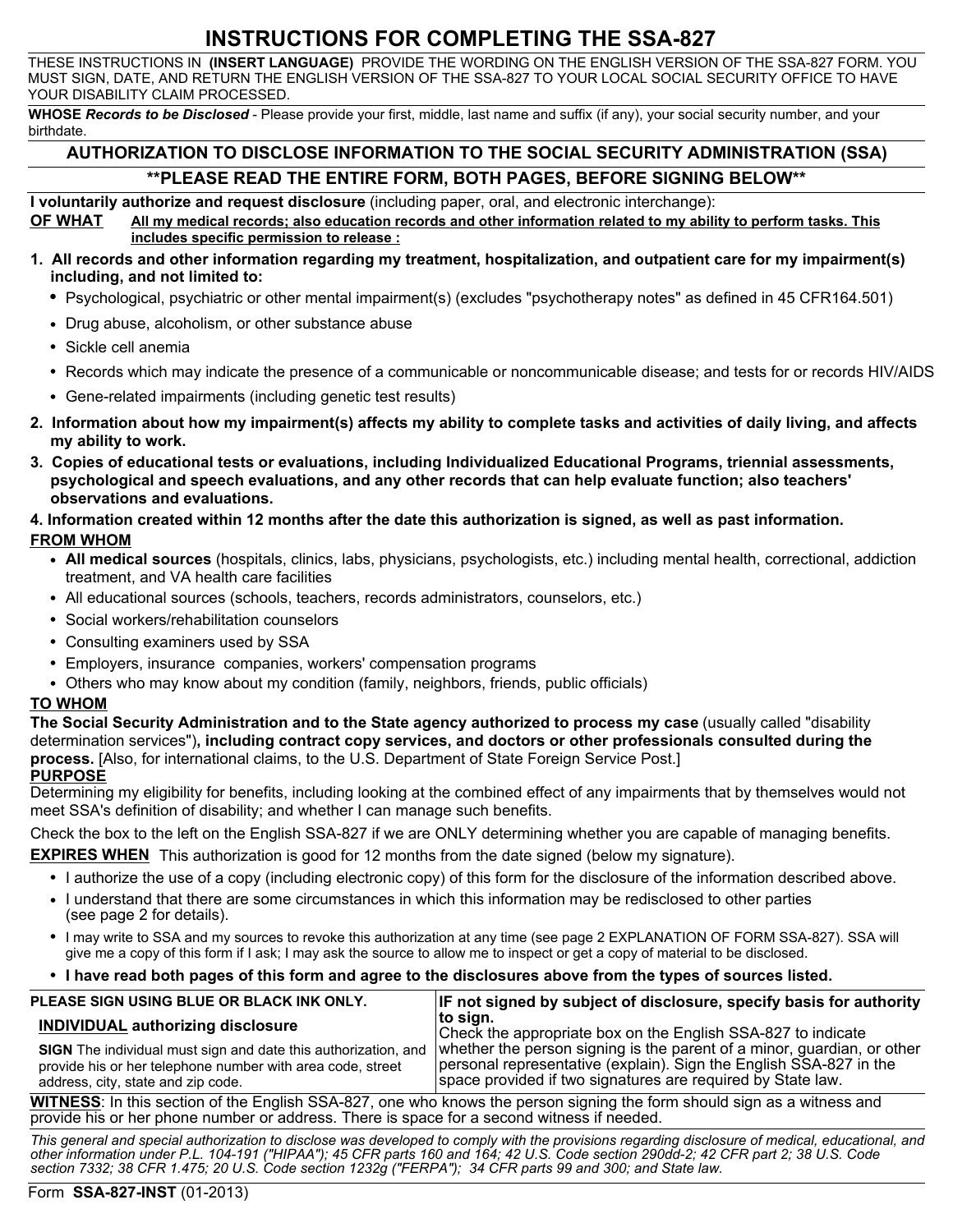# INSTRUCTIONS FOR COMPLETING THE SSA-827

THESE INSTRUCTIONS IN **(INSERT LANGUAGE)** PROVIDE THE WORDING ON THE ENGLISH VERSION OF THE SSA-827 FORM. YOU MUST SIGN, DATE, AND RETURN THE ENGLISH VERSION OF THE SSA-827 TO YOUR LOCAL SOCIAL SECURITY OFFICE TO HAVE YOUR DISABILITY CLAIM PROCESSED.

**WHOSE** ***Records to be Disclosed*** - Please provide your first, middle, last name and suffix (if any), your social security number, and your birthdate.

## AUTHORIZATION TO DISCLOSE INFORMATION TO THE SOCIAL SECURITY ADMINISTRATION (SSA)

### **PLEASE READ THE ENTIRE FORM, BOTH PAGES, BEFORE SIGNING BELOW**

**I voluntarily authorize and request disclosure** (including paper, oral, and electronic interchange):

**OF WHAT** **All my medical records; also education records and other information related to my ability to perform tasks. This includes specific permission to release :**

1. **All records and other information regarding my treatment, hospitalization, and outpatient care for my impairment(s) including, and not limited to:**
   - Psychological, psychiatric or other mental impairment(s) (excludes "psychotherapy notes" as defined in 45 CFR164.501)
   - Drug abuse, alcoholism, or other substance abuse
   - Sickle cell anemia
   - Records which may indicate the presence of a communicable or noncommunicable disease; and tests for or records HIV/AIDS
   - Gene-related impairments (including genetic test results)
2. **Information about how my impairment(s) affects my ability to complete tasks and activities of daily living, and affects my ability to work.**
3. **Copies of educational tests or evaluations, including Individualized Educational Programs, triennial assessments, psychological and speech evaluations, and any other records that can help evaluate function; also teachers' observations and evaluations.**
4. **Information created within 12 months after the date this authorization is signed, as well as past information.**

**FROM WHOM**

- **All medical sources** (hospitals, clinics, labs, physicians, psychologists, etc.) including mental health, correctional, addiction treatment, and VA health care facilities
- All educational sources (schools, teachers, records administrators, counselors, etc.)
- Social workers/rehabilitation counselors
- Consulting examiners used by SSA
- Employers, insurance companies, workers' compensation programs
- Others who may know about my condition (family, neighbors, friends, public officials)

**TO WHOM**

**The Social Security Administration and to the State agency authorized to process my case** (usually called "disability determination services")**, including contract copy services, and doctors or other professionals consulted during the process.** [Also, for international claims, to the U.S. Department of State Foreign Service Post.]

**PURPOSE**

Determining my eligibility for benefits, including looking at the combined effect of any impairments that by themselves would not meet SSA's definition of disability; and whether I can manage such benefits.

Check the box to the left on the English SSA-827 if we are ONLY determining whether you are capable of managing benefits.

**EXPIRES WHEN** This authorization is good for 12 months from the date signed (below my signature).

- I authorize the use of a copy (including electronic copy) of this form for the disclosure of the information described above.
- I understand that there are some circumstances in which this information may be redisclosed to other parties (see page 2 for details).
- I may write to SSA and my sources to revoke this authorization at any time (see page 2 EXPLANATION OF FORM SSA-827). SSA will give me a copy of this form if I ask; I may ask the source to allow me to inspect or get a copy of material to be disclosed.
- **I have read both pages of this form and agree to the disclosures above from the types of sources listed.**

| PLEASE SIGN USING BLUE OR BLACK INK ONLY.<br><br>**INDIVIDUAL authorizing disclosure**<br><br>**SIGN** The individual must sign and date this authorization, and provide his or her telephone number with area code, street address, city, state and zip code. | **IF not signed by subject of disclosure, specify basis for authority to sign.**<br>Check the appropriate box on the English SSA-827 to indicate whether the person signing is the parent of a minor, guardian, or other personal representative (explain). Sign the English SSA-827 in the space provided if two signatures are required by State law. |
|---|---|

**WITNESS**: In this section of the English SSA-827, one who knows the person signing the form should sign as a witness and provide his or her phone number or address. There is space for a second witness if needed.

*This general and special authorization to disclose was developed to comply with the provisions regarding disclosure of medical, educational, and other information under P.L. 104-191 ("HIPAA"); 45 CFR parts 160 and 164; 42 U.S. Code section 290dd-2; 42 CFR part 2; 38 U.S. Code section 7332; 38 CFR 1.475; 20 U.S. Code section 1232g ("FERPA"); 34 CFR parts 99 and 300; and State law.*

Form **SSA-827-INST** (01-2013)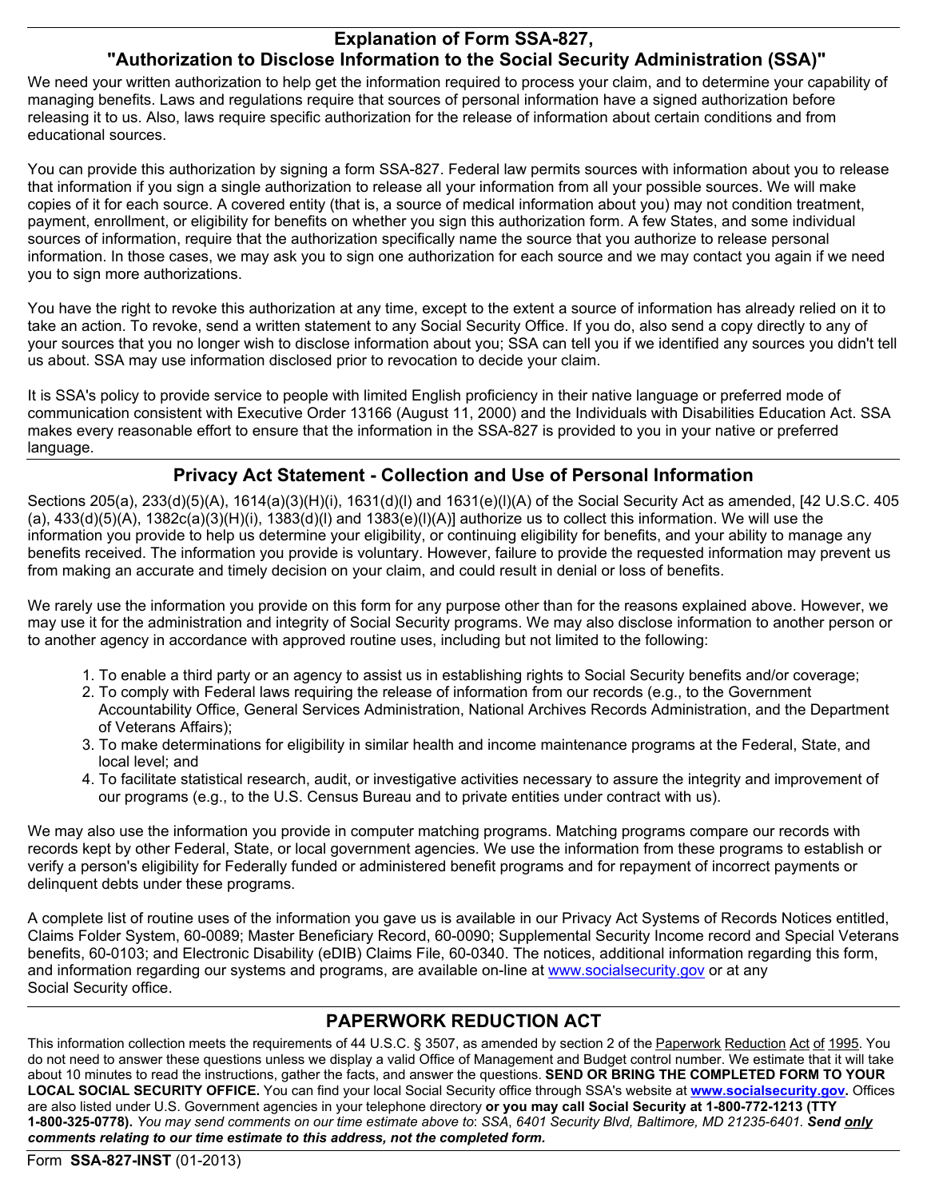## Explanation of Form SSA-827, "Authorization to Disclose Information to the Social Security Administration (SSA)"

We need your written authorization to help get the information required to process your claim, and to determine your capability of managing benefits. Laws and regulations require that sources of personal information have a signed authorization before releasing it to us. Also, laws require specific authorization for the release of information about certain conditions and from educational sources.

You can provide this authorization by signing a form SSA-827. Federal law permits sources with information about you to release that information if you sign a single authorization to release all your information from all your possible sources. We will make copies of it for each source. A covered entity (that is, a source of medical information about you) may not condition treatment, payment, enrollment, or eligibility for benefits on whether you sign this authorization form. A few States, and some individual sources of information, require that the authorization specifically name the source that you authorize to release personal information. In those cases, we may ask you to sign one authorization for each source and we may contact you again if we need you to sign more authorizations.

You have the right to revoke this authorization at any time, except to the extent a source of information has already relied on it to take an action. To revoke, send a written statement to any Social Security Office. If you do, also send a copy directly to any of your sources that you no longer wish to disclose information about you; SSA can tell you if we identified any sources you didn't tell us about. SSA may use information disclosed prior to revocation to decide your claim.

It is SSA's policy to provide service to people with limited English proficiency in their native language or preferred mode of communication consistent with Executive Order 13166 (August 11, 2000) and the Individuals with Disabilities Education Act. SSA makes every reasonable effort to ensure that the information in the SSA-827 is provided to you in your native or preferred language.

## Privacy Act Statement - Collection and Use of Personal Information

Sections 205(a), 233(d)(5)(A), 1614(a)(3)(H)(i), 1631(d)(l) and 1631(e)(l)(A) of the Social Security Act as amended, [42 U.S.C. 405 (a), 433(d)(5)(A), 1382c(a)(3)(H)(i), 1383(d)(l) and 1383(e)(l)(A)] authorize us to collect this information. We will use the information you provide to help us determine your eligibility, or continuing eligibility for benefits, and your ability to manage any benefits received. The information you provide is voluntary. However, failure to provide the requested information may prevent us from making an accurate and timely decision on your claim, and could result in denial or loss of benefits.

We rarely use the information you provide on this form for any purpose other than for the reasons explained above. However, we may use it for the administration and integrity of Social Security programs. We may also disclose information to another person or to another agency in accordance with approved routine uses, including but not limited to the following:

1. To enable a third party or an agency to assist us in establishing rights to Social Security benefits and/or coverage;
2. To comply with Federal laws requiring the release of information from our records (e.g., to the Government Accountability Office, General Services Administration, National Archives Records Administration, and the Department of Veterans Affairs);
3. To make determinations for eligibility in similar health and income maintenance programs at the Federal, State, and local level; and
4. To facilitate statistical research, audit, or investigative activities necessary to assure the integrity and improvement of our programs (e.g., to the U.S. Census Bureau and to private entities under contract with us).

We may also use the information you provide in computer matching programs. Matching programs compare our records with records kept by other Federal, State, or local government agencies. We use the information from these programs to establish or verify a person's eligibility for Federally funded or administered benefit programs and for repayment of incorrect payments or delinquent debts under these programs.

A complete list of routine uses of the information you gave us is available in our Privacy Act Systems of Records Notices entitled, Claims Folder System, 60-0089; Master Beneficiary Record, 60-0090; Supplemental Security Income record and Special Veterans benefits, 60-0103; and Electronic Disability (eDIB) Claims File, 60-0340. The notices, additional information regarding this form, and information regarding our systems and programs, are available on-line at www.socialsecurity.gov or at any Social Security office.

## PAPERWORK REDUCTION ACT

This information collection meets the requirements of 44 U.S.C. § 3507, as amended by section 2 of the Paperwork Reduction Act of 1995. You do not need to answer these questions unless we display a valid Office of Management and Budget control number. We estimate that it will take about 10 minutes to read the instructions, gather the facts, and answer the questions. **SEND OR BRING THE COMPLETED FORM TO YOUR LOCAL SOCIAL SECURITY OFFICE.** You can find your local Social Security office through SSA's website at **www.socialsecurity.gov.** Offices are also listed under U.S. Government agencies in your telephone directory **or you may call Social Security at 1-800-772-1213 (TTY 1-800-325-0778).** *You may send comments on our time estimate above to: SSA, 6401 Security Blvd, Baltimore, MD 21235-6401.* ***Send only comments relating to our time estimate to this address, not the completed form.***

Form **SSA-827-INST** (01-2013)